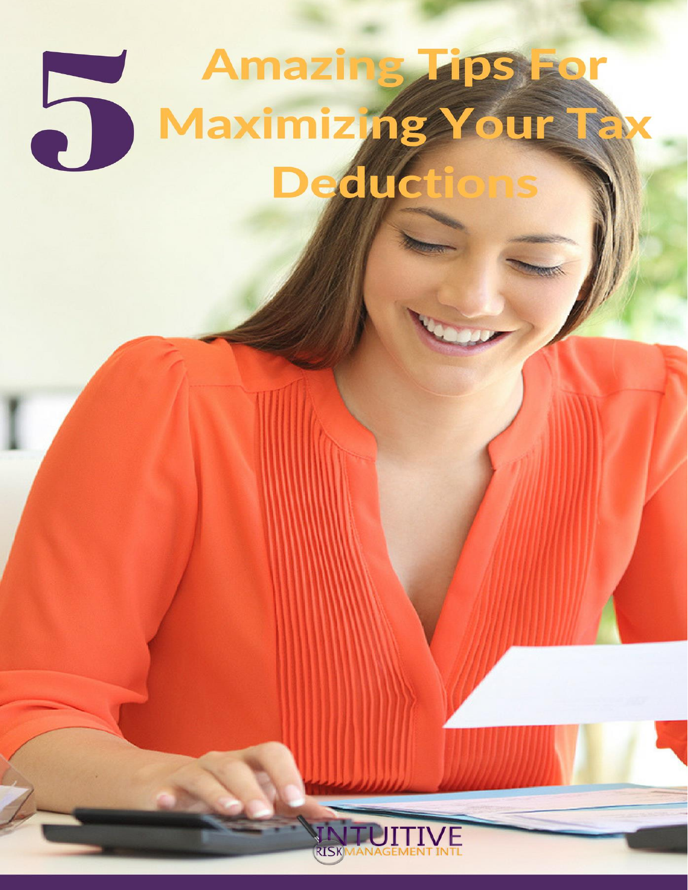# 5 Amazing Tips For Maximizing Your Tax Deductions

INTUITIVE RISK MANAGEMENT INTL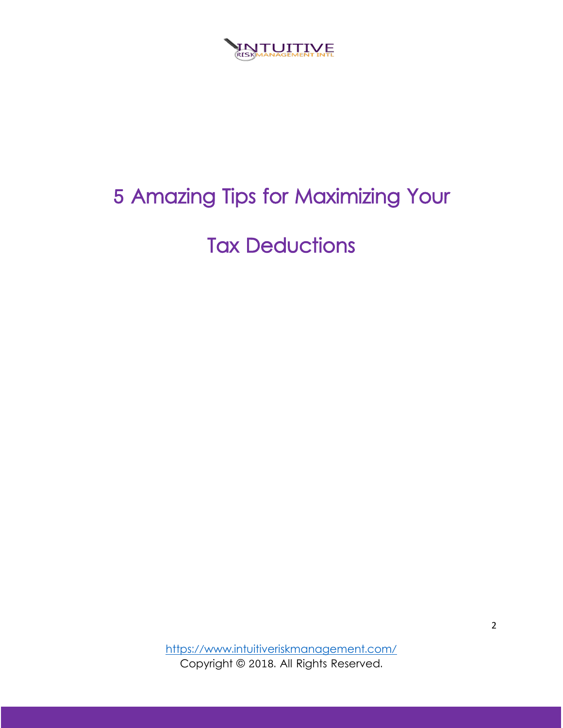# 5 Amazing Tips for Maximizing Your Tax Deductions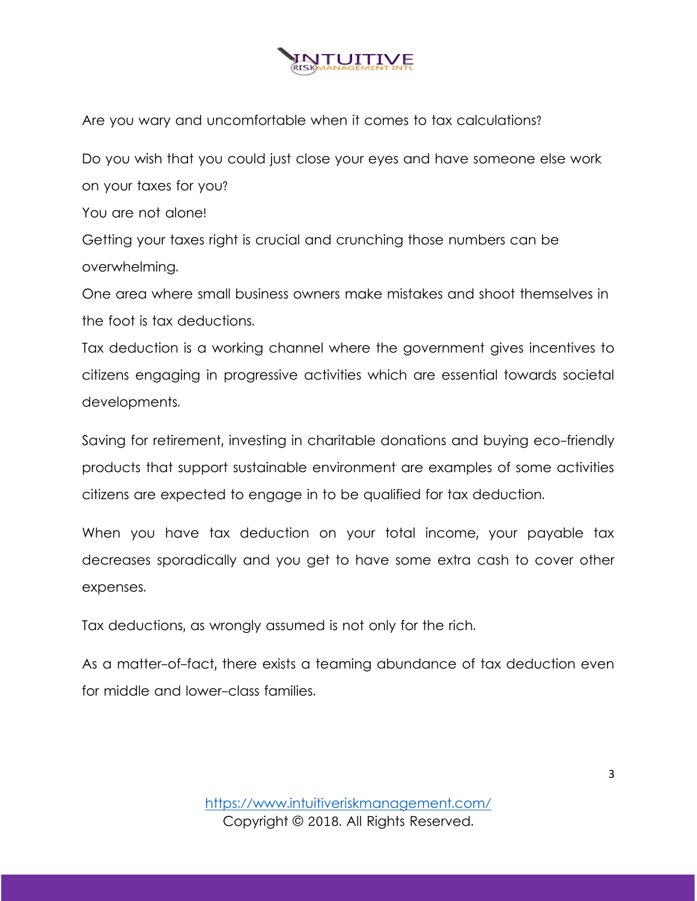Are you wary and uncomfortable when it comes to tax calculations?

Do you wish that you could just close your eyes and have someone else work on your taxes for you?

You are not alone!

Getting your taxes right is crucial and crunching those numbers can be overwhelming.

One area where small business owners make mistakes and shoot themselves in the foot is tax deductions.

Tax deduction is a working channel where the government gives incentives to citizens engaging in progressive activities which are essential towards societal developments.

Saving for retirement, investing in charitable donations and buying eco-friendly products that support sustainable environment are examples of some activities citizens are expected to engage in to be qualified for tax deduction.

When you have tax deduction on your total income, your payable tax decreases sporadically and you get to have some extra cash to cover other expenses.

Tax deductions, as wrongly assumed is not only for the rich.

As a matter-of-fact, there exists a teaming abundance of tax deduction even for middle and lower-class families.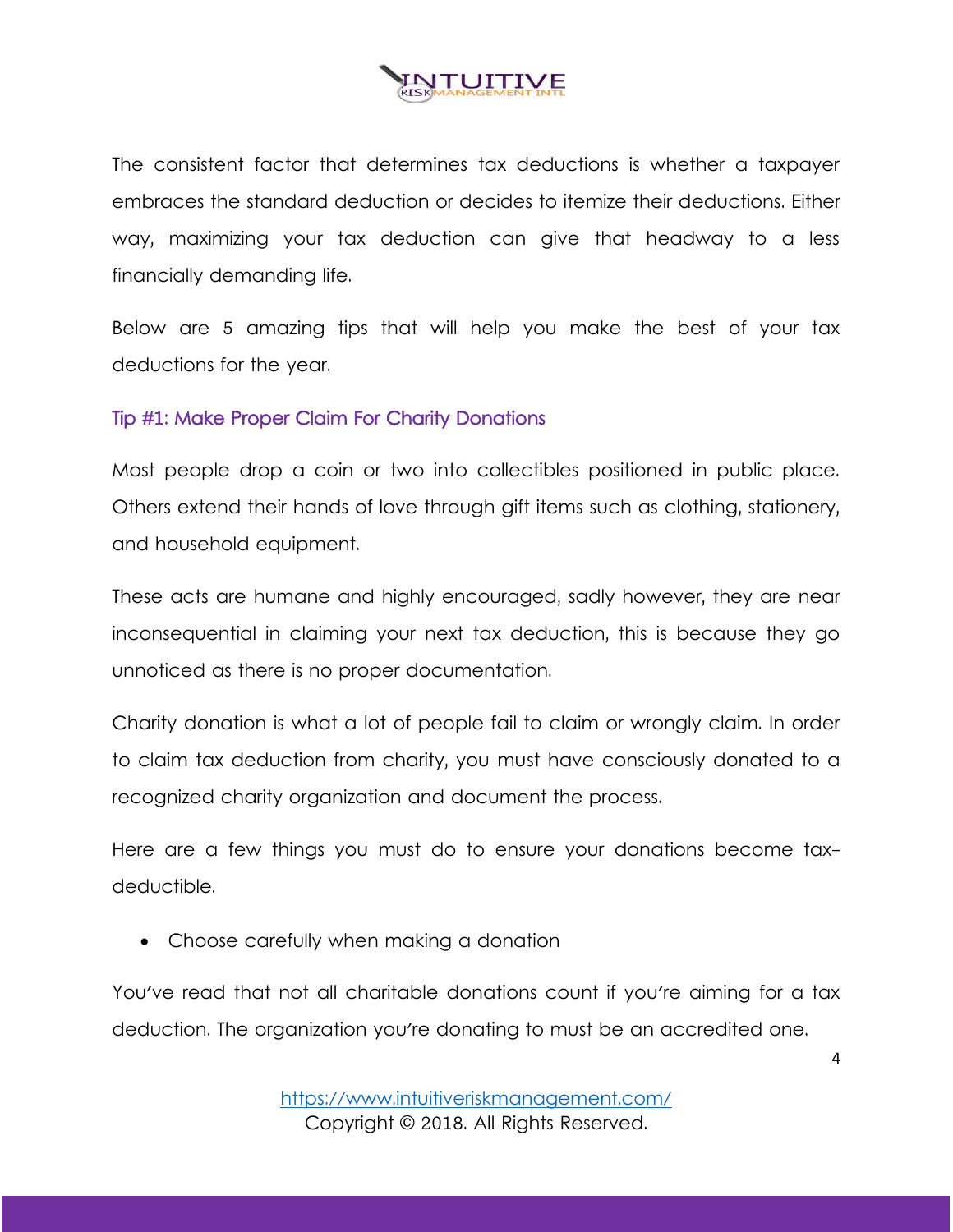The consistent factor that determines tax deductions is whether a taxpayer embraces the standard deduction or decides to itemize their deductions. Either way, maximizing your tax deduction can give that headway to a less financially demanding life.

Below are 5 amazing tips that will help you make the best of your tax deductions for the year.

### Tip #1: Make Proper Claim For Charity Donations

Most people drop a coin or two into collectibles positioned in public place. Others extend their hands of love through gift items such as clothing, stationery, and household equipment.

These acts are humane and highly encouraged, sadly however, they are near inconsequential in claiming your next tax deduction, this is because they go unnoticed as there is no proper documentation.

Charity donation is what a lot of people fail to claim or wrongly claim. In order to claim tax deduction from charity, you must have consciously donated to a recognized charity organization and document the process.

Here are a few things you must do to ensure your donations become tax-deductible.

- Choose carefully when making a donation

You've read that not all charitable donations count if you're aiming for a tax deduction. The organization you're donating to must be an accredited one.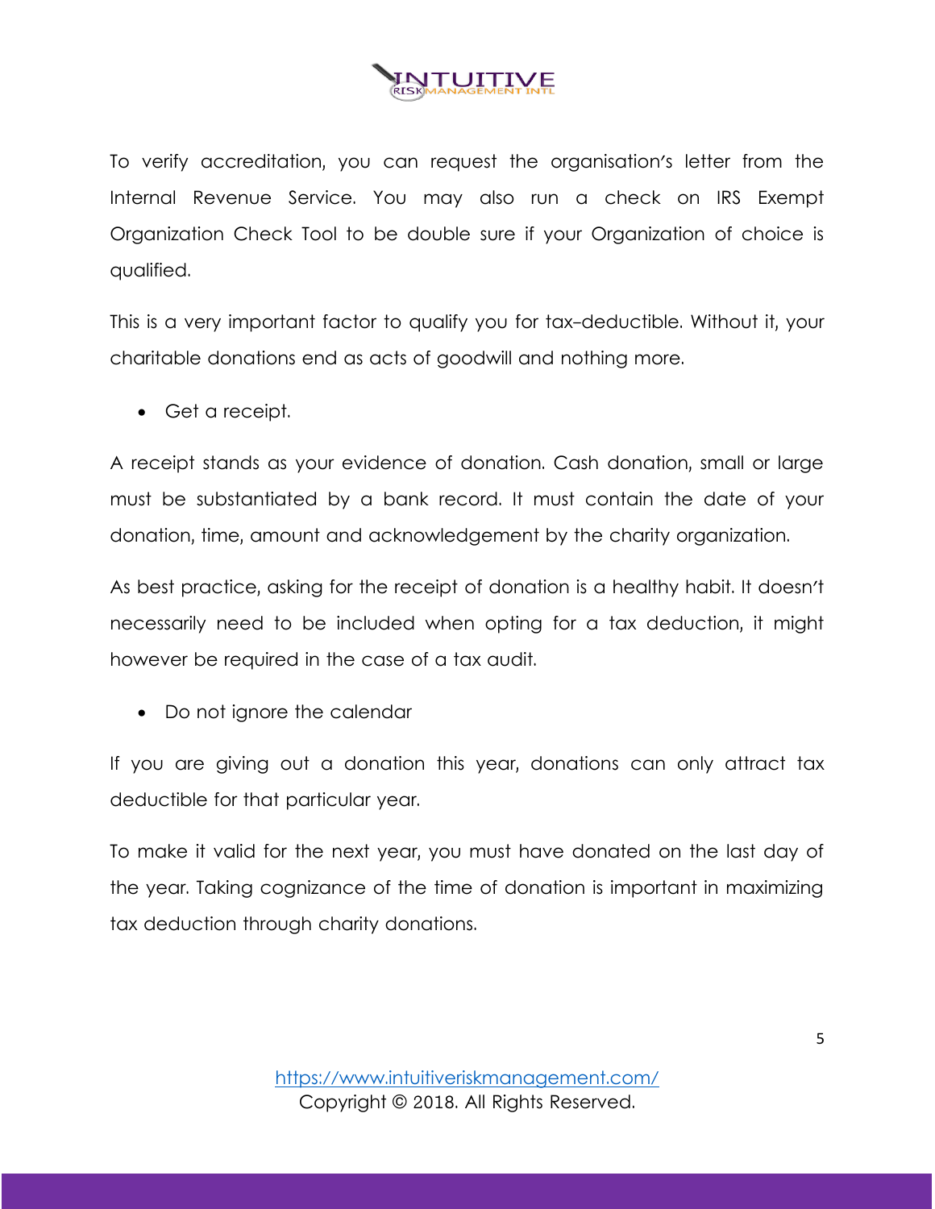To verify accreditation, you can request the organisation's letter from the Internal Revenue Service. You may also run a check on IRS Exempt Organization Check Tool to be double sure if your Organization of choice is qualified.

This is a very important factor to qualify you for tax-deductible. Without it, your charitable donations end as acts of goodwill and nothing more.

- Get a receipt.

A receipt stands as your evidence of donation. Cash donation, small or large must be substantiated by a bank record. It must contain the date of your donation, time, amount and acknowledgement by the charity organization.

As best practice, asking for the receipt of donation is a healthy habit. It doesn't necessarily need to be included when opting for a tax deduction, it might however be required in the case of a tax audit.

- Do not ignore the calendar

If you are giving out a donation this year, donations can only attract tax deductible for that particular year.

To make it valid for the next year, you must have donated on the last day of the year. Taking cognizance of the time of donation is important in maximizing tax deduction through charity donations.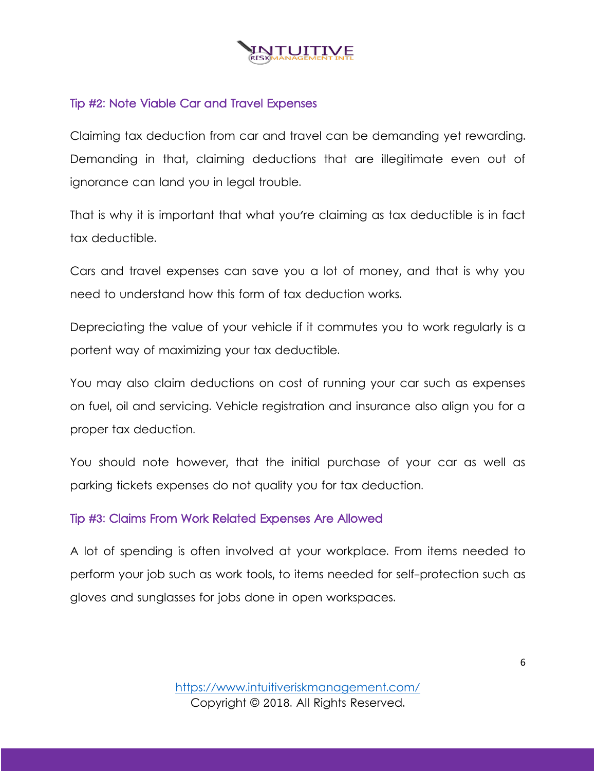## Tip #2: Note Viable Car and Travel Expenses

Claiming tax deduction from car and travel can be demanding yet rewarding. Demanding in that, claiming deductions that are illegitimate even out of ignorance can land you in legal trouble.

That is why it is important that what you're claiming as tax deductible is in fact tax deductible.

Cars and travel expenses can save you a lot of money, and that is why you need to understand how this form of tax deduction works.

Depreciating the value of your vehicle if it commutes you to work regularly is a portent way of maximizing your tax deductible.

You may also claim deductions on cost of running your car such as expenses on fuel, oil and servicing. Vehicle registration and insurance also align you for a proper tax deduction.

You should note however, that the initial purchase of your car as well as parking tickets expenses do not quality you for tax deduction.

## Tip #3: Claims From Work Related Expenses Are Allowed

A lot of spending is often involved at your workplace. From items needed to perform your job such as work tools, to items needed for self-protection such as gloves and sunglasses for jobs done in open workspaces.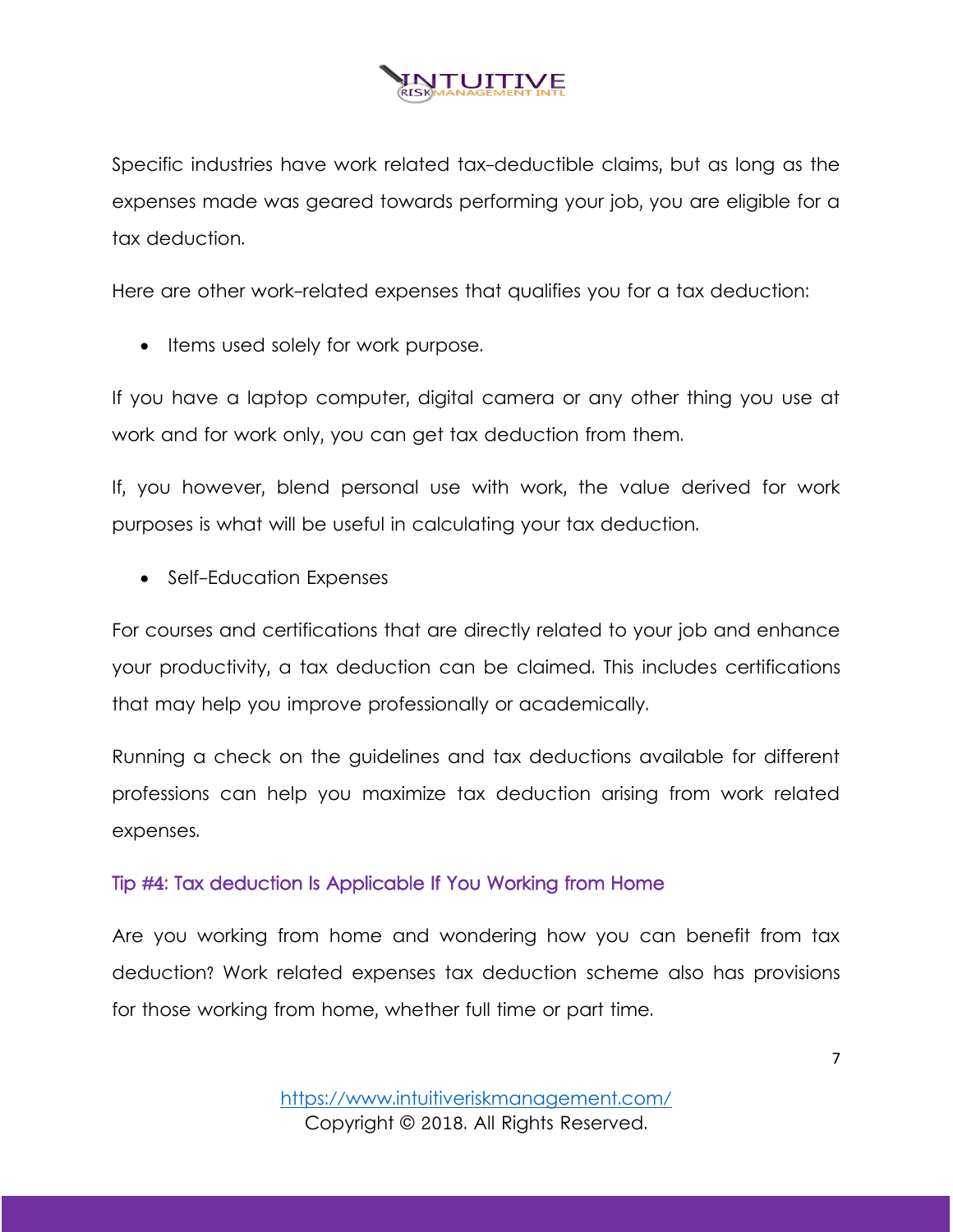Specific industries have work related tax-deductible claims, but as long as the expenses made was geared towards performing your job, you are eligible for a tax deduction.

Here are other work-related expenses that qualifies you for a tax deduction:

- Items used solely for work purpose.

If you have a laptop computer, digital camera or any other thing you use at work and for work only, you can get tax deduction from them.

If, you however, blend personal use with work, the value derived for work purposes is what will be useful in calculating your tax deduction.

- Self-Education Expenses

For courses and certifications that are directly related to your job and enhance your productivity, a tax deduction can be claimed. This includes certifications that may help you improve professionally or academically.

Running a check on the guidelines and tax deductions available for different professions can help you maximize tax deduction arising from work related expenses.

### Tip #4: Tax deduction Is Applicable If You Working from Home

Are you working from home and wondering how you can benefit from tax deduction? Work related expenses tax deduction scheme also has provisions for those working from home, whether full time or part time.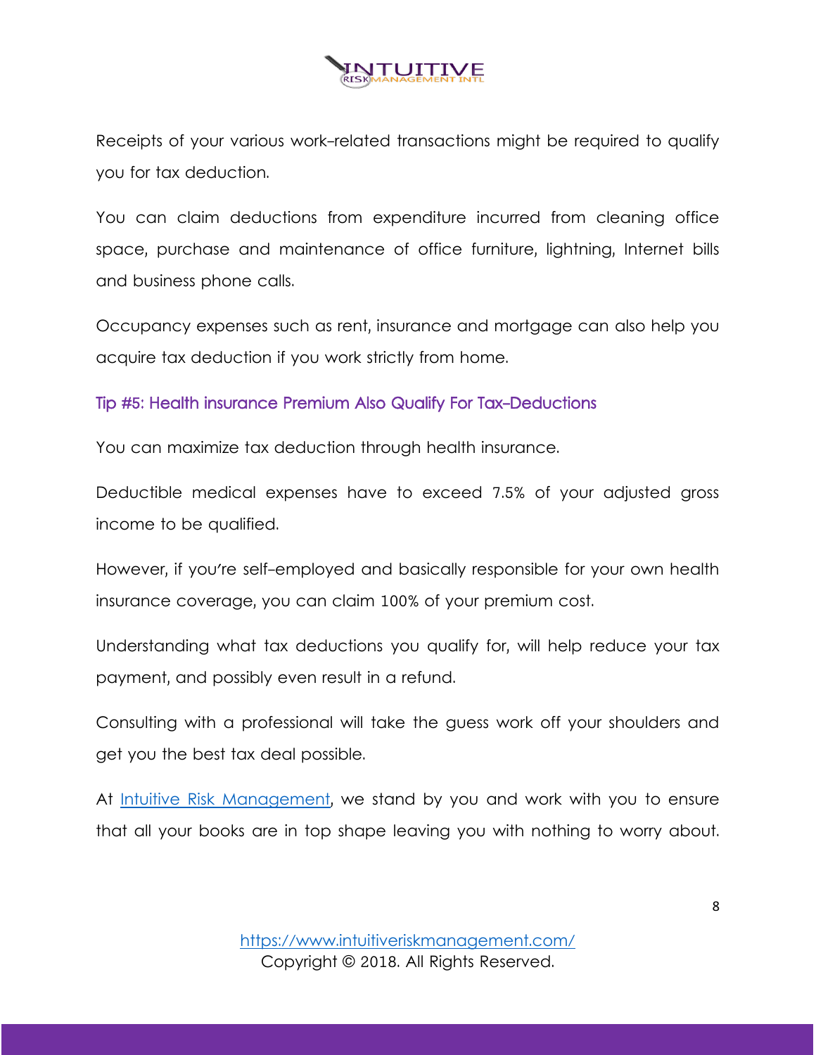Receipts of your various work-related transactions might be required to qualify you for tax deduction.

You can claim deductions from expenditure incurred from cleaning office space, purchase and maintenance of office furniture, lightning, Internet bills and business phone calls.

Occupancy expenses such as rent, insurance and mortgage can also help you acquire tax deduction if you work strictly from home.

### Tip #5: Health insurance Premium Also Qualify For Tax-Deductions

You can maximize tax deduction through health insurance.

Deductible medical expenses have to exceed 7.5% of your adjusted gross income to be qualified.

However, if you're self-employed and basically responsible for your own health insurance coverage, you can claim 100% of your premium cost.

Understanding what tax deductions you qualify for, will help reduce your tax payment, and possibly even result in a refund.

Consulting with a professional will take the guess work off your shoulders and get you the best tax deal possible.

At [Intuitive Risk Management](https://www.intuitiveriskmanagement.com/), we stand by you and work with you to ensure that all your books are in top shape leaving you with nothing to worry about.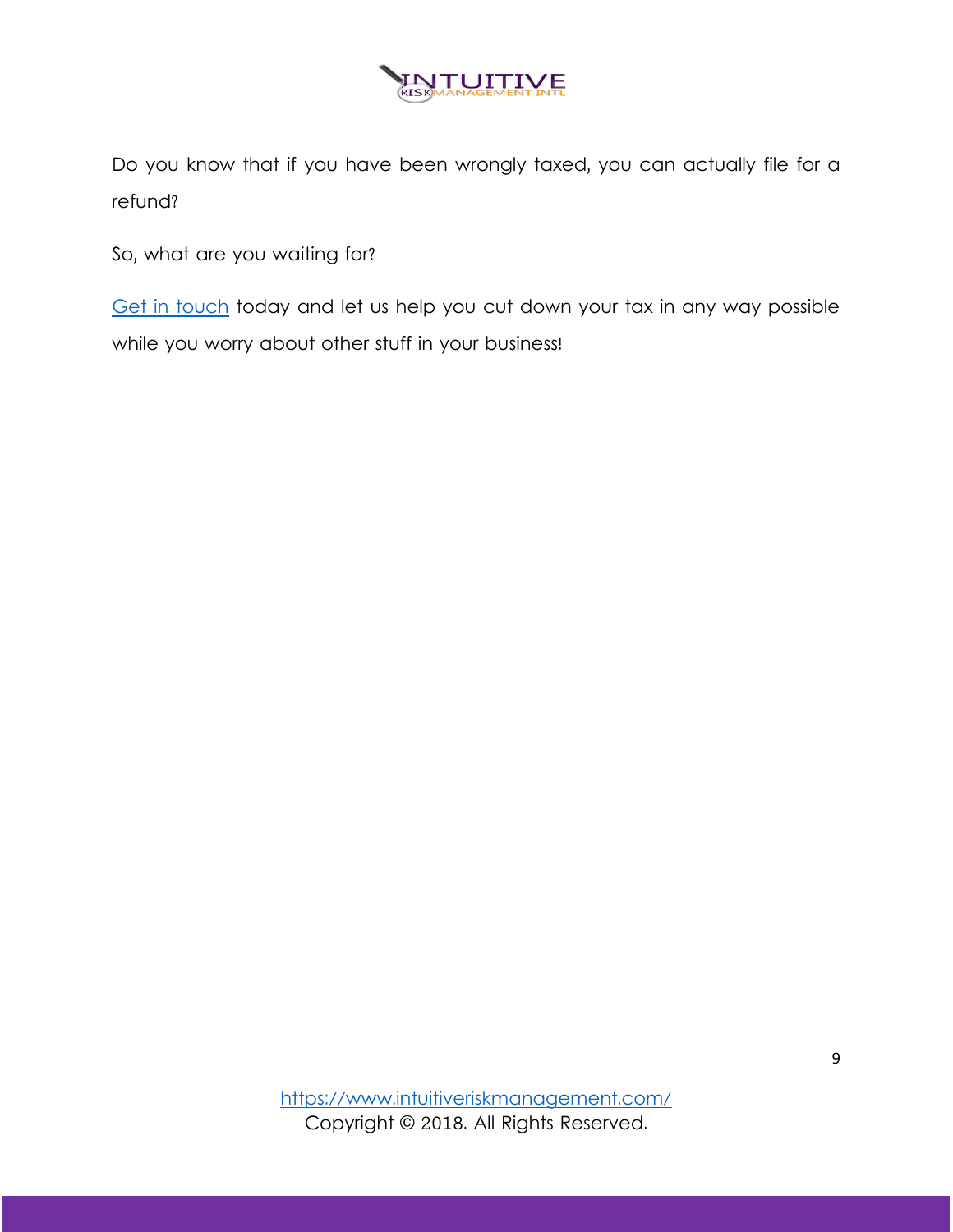Do you know that if you have been wrongly taxed, you can actually file for a refund?

So, what are you waiting for?

Get in touch today and let us help you cut down your tax in any way possible while you worry about other stuff in your business!